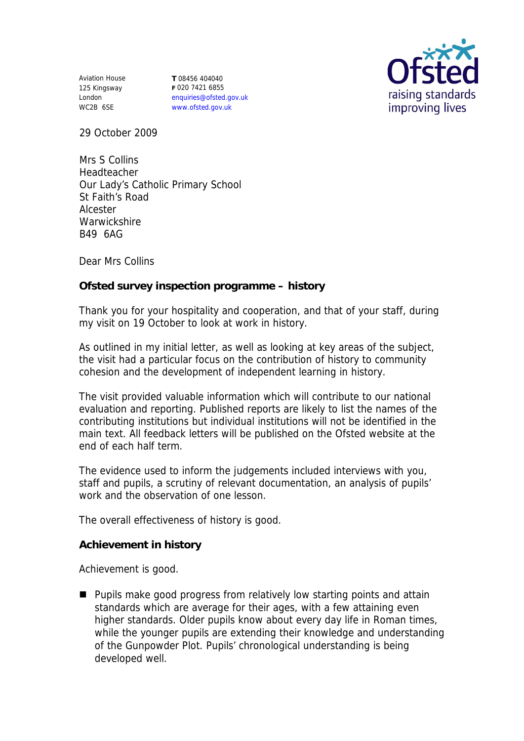Aviation House
125 Kingsway
London
WC2B 6SE

**T** 08456 404040
**F** 020 7421 6855
enquiries@ofsted.gov.uk
www.ofsted.gov.uk

Ofsted
raising standards
improving lives

29 October 2009

Mrs S Collins
Headteacher
Our Lady's Catholic Primary School
St Faith's Road
Alcester
Warwickshire
B49 6AG

Dear Mrs Collins

**Ofsted survey inspection programme – history**

Thank you for your hospitality and cooperation, and that of your staff, during my visit on 19 October to look at work in history.

As outlined in my initial letter, as well as looking at key areas of the subject, the visit had a particular focus on the contribution of history to community cohesion and the development of independent learning in history.

The visit provided valuable information which will contribute to our national evaluation and reporting. Published reports are likely to list the names of the contributing institutions but individual institutions will not be identified in the main text. All feedback letters will be published on the Ofsted website at the end of each half term.

The evidence used to inform the judgements included interviews with you, staff and pupils, a scrutiny of relevant documentation, an analysis of pupils' work and the observation of one lesson.

The overall effectiveness of history is good.

**Achievement in history**

Achievement is good.

- Pupils make good progress from relatively low starting points and attain standards which are average for their ages, with a few attaining even higher standards. Older pupils know about every day life in Roman times, while the younger pupils are extending their knowledge and understanding of the Gunpowder Plot. Pupils' chronological understanding is being developed well.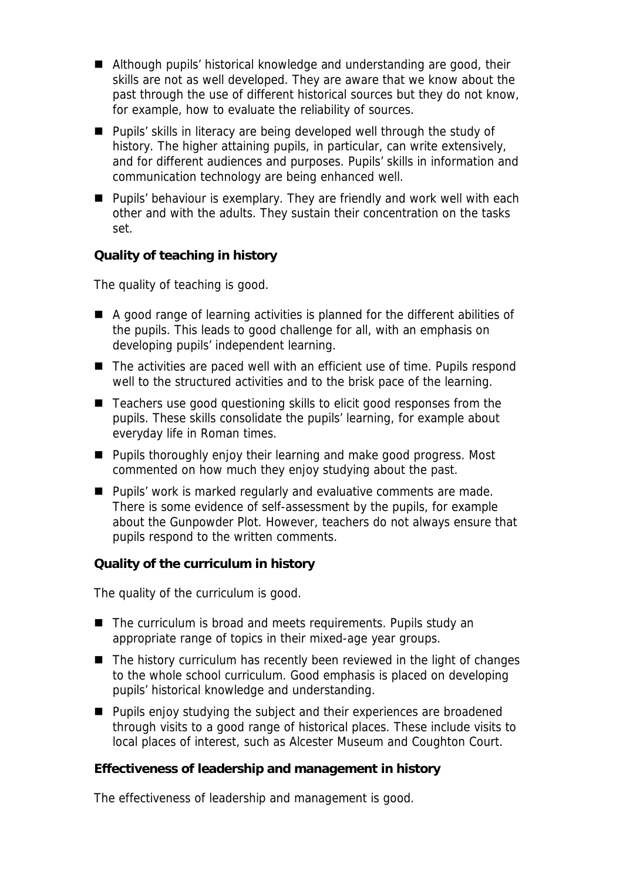- Although pupils' historical knowledge and understanding are good, their skills are not as well developed. They are aware that we know about the past through the use of different historical sources but they do not know, for example, how to evaluate the reliability of sources.
- Pupils' skills in literacy are being developed well through the study of history. The higher attaining pupils, in particular, can write extensively, and for different audiences and purposes. Pupils' skills in information and communication technology are being enhanced well.
- Pupils' behaviour is exemplary. They are friendly and work well with each other and with the adults. They sustain their concentration on the tasks set.

**Quality of teaching in history**

The quality of teaching is good.

- A good range of learning activities is planned for the different abilities of the pupils. This leads to good challenge for all, with an emphasis on developing pupils' independent learning.
- The activities are paced well with an efficient use of time. Pupils respond well to the structured activities and to the brisk pace of the learning.
- Teachers use good questioning skills to elicit good responses from the pupils. These skills consolidate the pupils' learning, for example about everyday life in Roman times.
- Pupils thoroughly enjoy their learning and make good progress. Most commented on how much they enjoy studying about the past.
- Pupils' work is marked regularly and evaluative comments are made. There is some evidence of self-assessment by the pupils, for example about the Gunpowder Plot. However, teachers do not always ensure that pupils respond to the written comments.

**Quality of the curriculum in history**

The quality of the curriculum is good.

- The curriculum is broad and meets requirements. Pupils study an appropriate range of topics in their mixed-age year groups.
- The history curriculum has recently been reviewed in the light of changes to the whole school curriculum. Good emphasis is placed on developing pupils' historical knowledge and understanding.
- Pupils enjoy studying the subject and their experiences are broadened through visits to a good range of historical places. These include visits to local places of interest, such as Alcester Museum and Coughton Court.

**Effectiveness of leadership and management in history**

The effectiveness of leadership and management is good.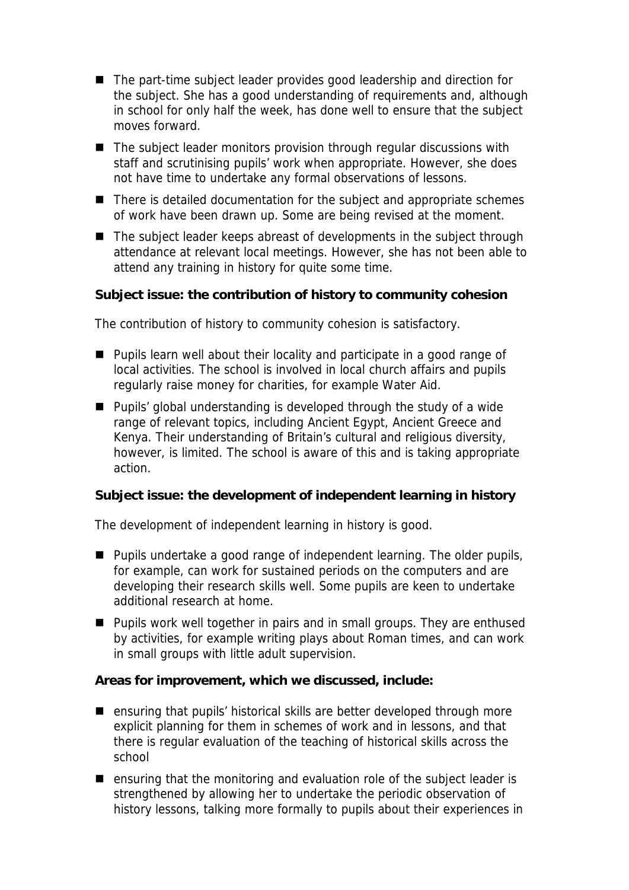- The part-time subject leader provides good leadership and direction for the subject. She has a good understanding of requirements and, although in school for only half the week, has done well to ensure that the subject moves forward.
- The subject leader monitors provision through regular discussions with staff and scrutinising pupils' work when appropriate. However, she does not have time to undertake any formal observations of lessons.
- There is detailed documentation for the subject and appropriate schemes of work have been drawn up. Some are being revised at the moment.
- The subject leader keeps abreast of developments in the subject through attendance at relevant local meetings. However, she has not been able to attend any training in history for quite some time.

**Subject issue: the contribution of history to community cohesion**

The contribution of history to community cohesion is satisfactory.

- Pupils learn well about their locality and participate in a good range of local activities. The school is involved in local church affairs and pupils regularly raise money for charities, for example Water Aid.
- Pupils' global understanding is developed through the study of a wide range of relevant topics, including Ancient Egypt, Ancient Greece and Kenya. Their understanding of Britain's cultural and religious diversity, however, is limited. The school is aware of this and is taking appropriate action.

**Subject issue: the development of independent learning in history**

The development of independent learning in history is good.

- Pupils undertake a good range of independent learning. The older pupils, for example, can work for sustained periods on the computers and are developing their research skills well. Some pupils are keen to undertake additional research at home.
- Pupils work well together in pairs and in small groups. They are enthused by activities, for example writing plays about Roman times, and can work in small groups with little adult supervision.

**Areas for improvement, which we discussed, include:**

- ensuring that pupils' historical skills are better developed through more explicit planning for them in schemes of work and in lessons, and that there is regular evaluation of the teaching of historical skills across the school
- ensuring that the monitoring and evaluation role of the subject leader is strengthened by allowing her to undertake the periodic observation of history lessons, talking more formally to pupils about their experiences in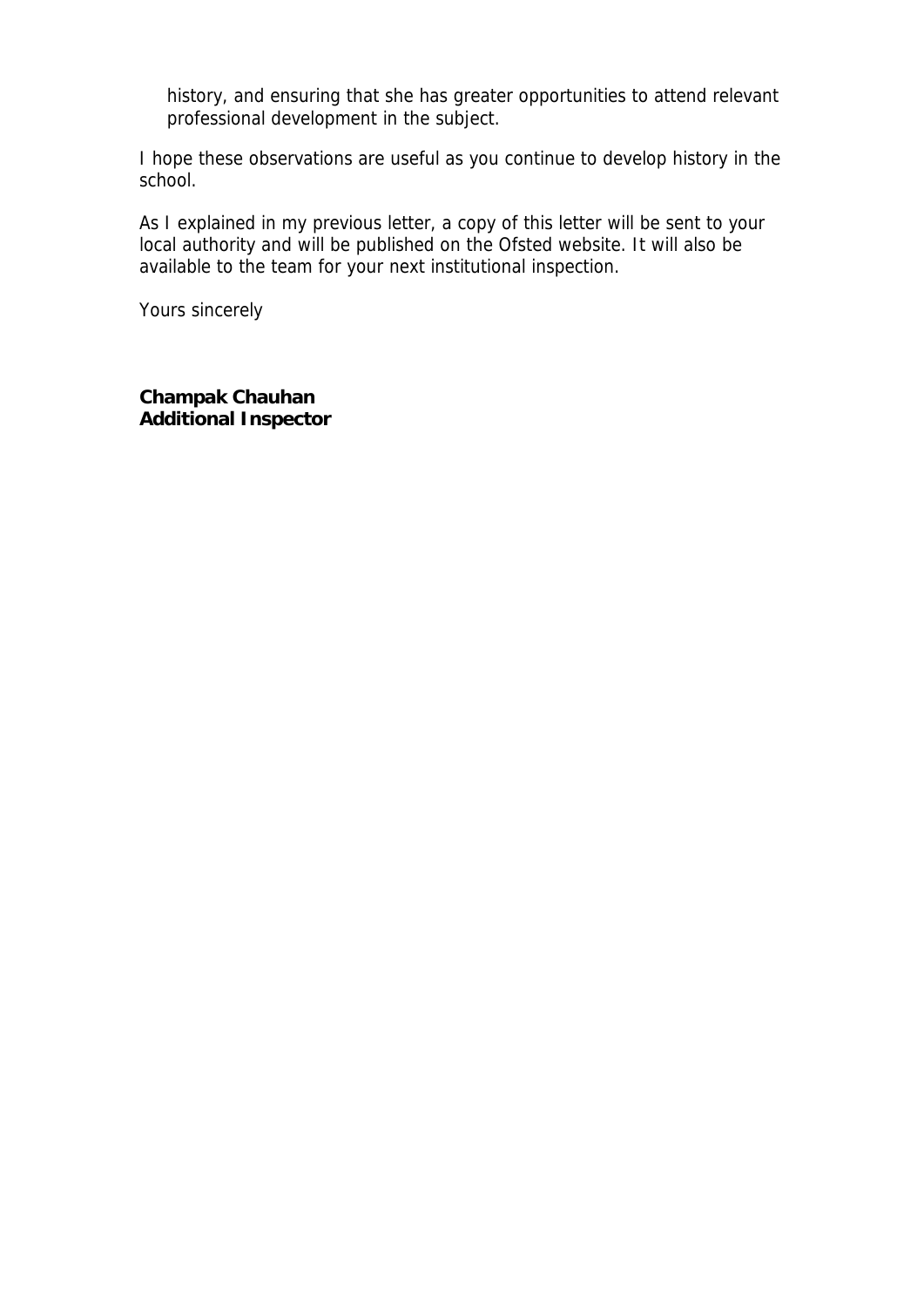history, and ensuring that she has greater opportunities to attend relevant professional development in the subject.

I hope these observations are useful as you continue to develop history in the school.

As I explained in my previous letter, a copy of this letter will be sent to your local authority and will be published on the Ofsted website. It will also be available to the team for your next institutional inspection.

Yours sincerely

**Champak Chauhan**
**Additional Inspector**